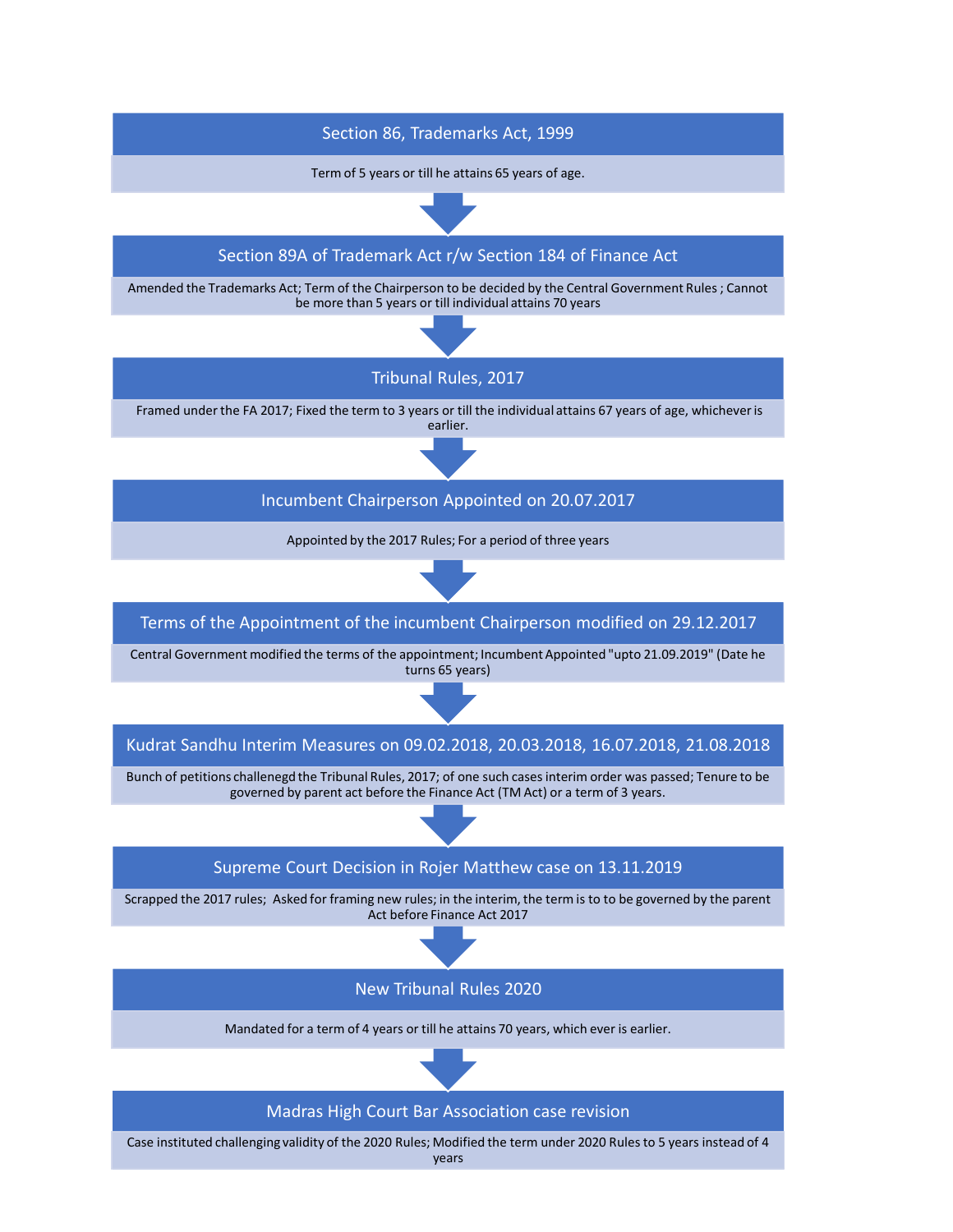**Section 86, Trademarks Act, 1999**

Term of 5 years or till he attains 65 years of age.

↓

**Section 89A of Trademark Act r/w Section 184 of Finance Act**

Amended the Trademarks Act; Term of the Chairperson to be decided by the Central Government Rules ; Cannot be more than 5 years or till individual attains 70 years

↓

**Tribunal Rules, 2017**

Framed under the FA 2017; Fixed the term to 3 years or till the individual attains 67 years of age, whichever is earlier.

↓

**Incumbent Chairperson Appointed on 20.07.2017**

Appointed by the 2017 Rules; For a period of three years

↓

**Terms of the Appointment of the incumbent Chairperson modified on 29.12.2017**

Central Government modified the terms of the appointment; Incumbent Appointed "upto 21.09.2019" (Date he turns 65 years)

↓

**Kudrat Sandhu Interim Measures on 09.02.2018, 20.03.2018, 16.07.2018, 21.08.2018**

Bunch of petitions challenegd the Tribunal Rules, 2017; of one such cases interim order was passed; Tenure to be governed by parent act before the Finance Act (TM Act) or a term of 3 years.

↓

**Supreme Court Decision in Rojer Matthew case on 13.11.2019**

Scrapped the 2017 rules; Asked for framing new rules; in the interim, the term is to to be governed by the parent Act before Finance Act 2017

↓

**New Tribunal Rules 2020**

Mandated for a term of 4 years or till he attains 70 years, which ever is earlier.

↓

**Madras High Court Bar Association case revision**

Case instituted challenging validity of the 2020 Rules; Modified the term under 2020 Rules to 5 years instead of 4 years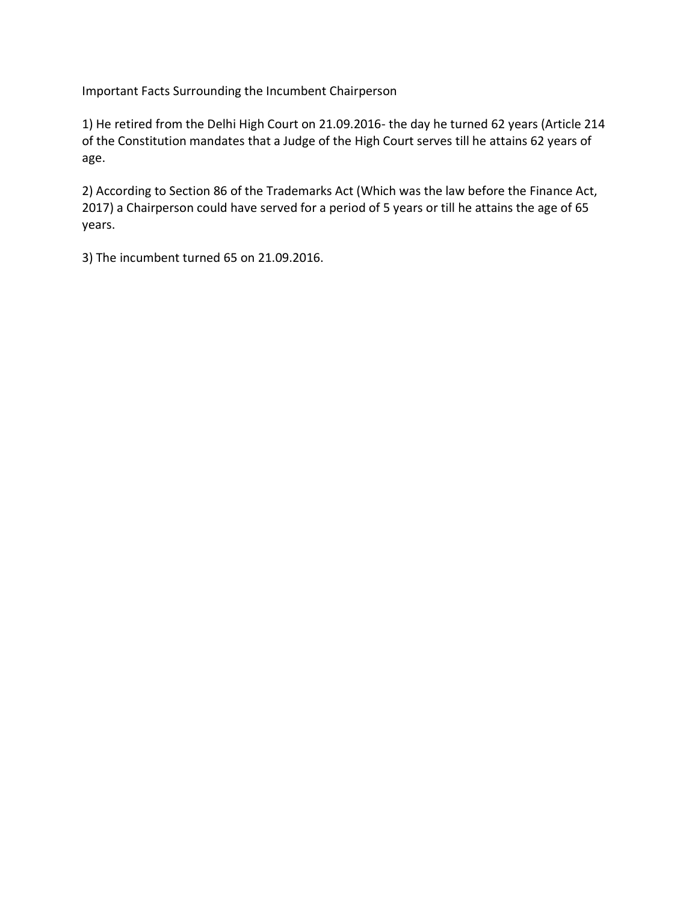Important Facts Surrounding the Incumbent Chairperson

1) He retired from the Delhi High Court on 21.09.2016- the day he turned 62 years (Article 214 of the Constitution mandates that a Judge of the High Court serves till he attains 62 years of age.

2) According to Section 86 of the Trademarks Act (Which was the law before the Finance Act, 2017) a Chairperson could have served for a period of 5 years or till he attains the age of 65 years.

3) The incumbent turned 65 on 21.09.2016.